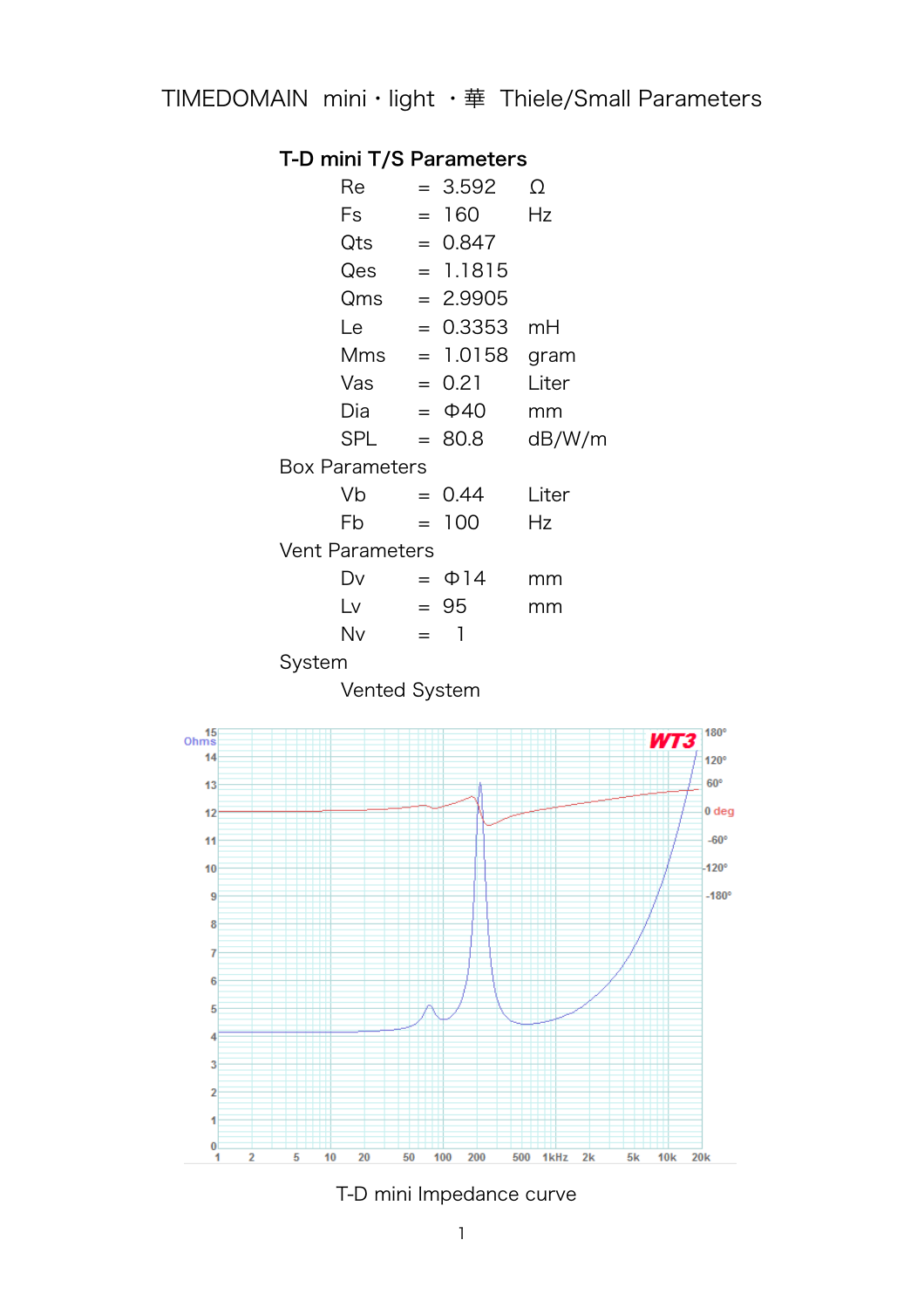# TIMEDOMAIN mini・light ・華 Thiele/Small Parameters

## T-D mini T/S Parameters

| Parameter | | Value | Unit |
|---|---|---|---|
| Re | = | 3.592 | Ω |
| Fs | = | 160 | Hz |
| Qts | = | 0.847 | |
| Qes | = | 1.1815 | |
| Qms | = | 2.9905 | |
| Le | = | 0.3353 | mH |
| Mms | = | 1.0158 | gram |
| Vas | = | 0.21 | Liter |
| Dia | = | Φ40 | mm |
| SPL | = | 80.8 | dB/W/m |

Box Parameters

| Parameter | | Value | Unit |
|---|---|---|---|
| Vb | = | 0.44 | Liter |
| Fb | = | 100 | Hz |

Vent Parameters

| Parameter | | Value | Unit |
|---|---|---|---|
| Dv | = | Φ14 | mm |
| Lv | = | 95 | mm |
| Nv | = | 1 | |

System

Vented System

T-D mini Impedance curve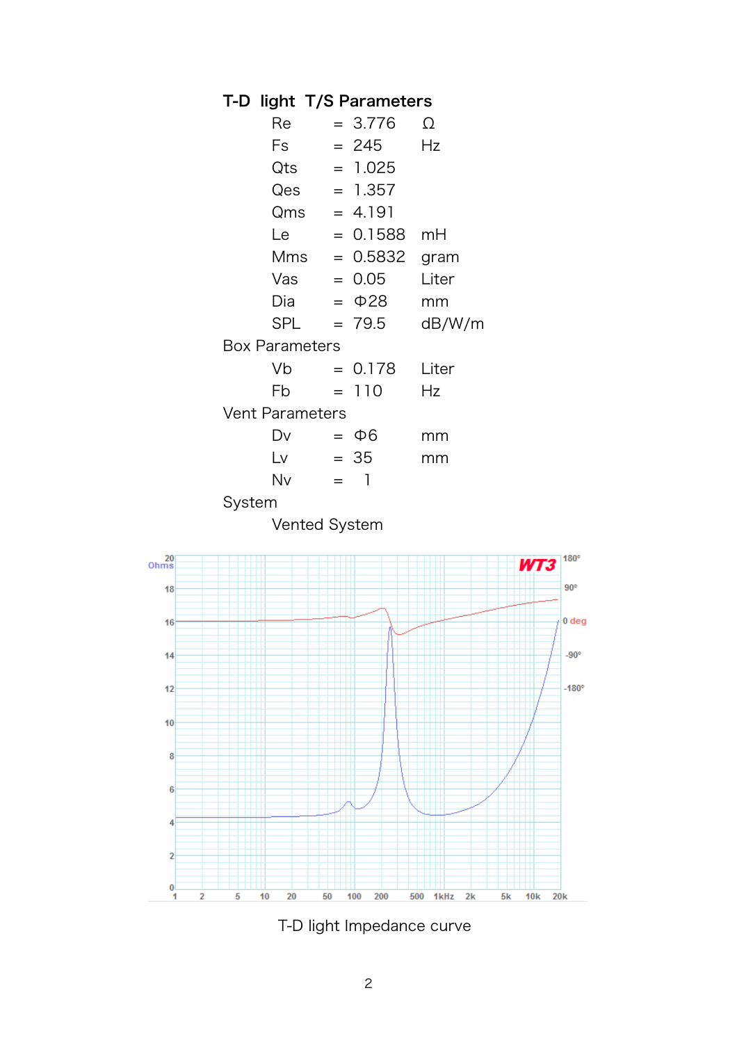# T-D light T/S Parameters

| | | | |
|---|---|---|---|
| Re | = | 3.776 | Ω |
| Fs | = | 245 | Hz |
| Qts | = | 1.025 | |
| Qes | = | 1.357 | |
| Qms | = | 4.191 | |
| Le | = | 0.1588 | mH |
| Mms | = | 0.5832 | gram |
| Vas | = | 0.05 | Liter |
| Dia | = | Φ28 | mm |
| SPL | = | 79.5 | dB/W/m |

## Box Parameters

| | | | |
|---|---|---|---|
| Vb | = | 0.178 | Liter |
| Fb | = | 110 | Hz |

## Vent Parameters

| | | | |
|---|---|---|---|
| Dv | = | Φ6 | mm |
| Lv | = | 35 | mm |
| Nv | = | 1 | |

## System

Vented System

T-D light Impedance curve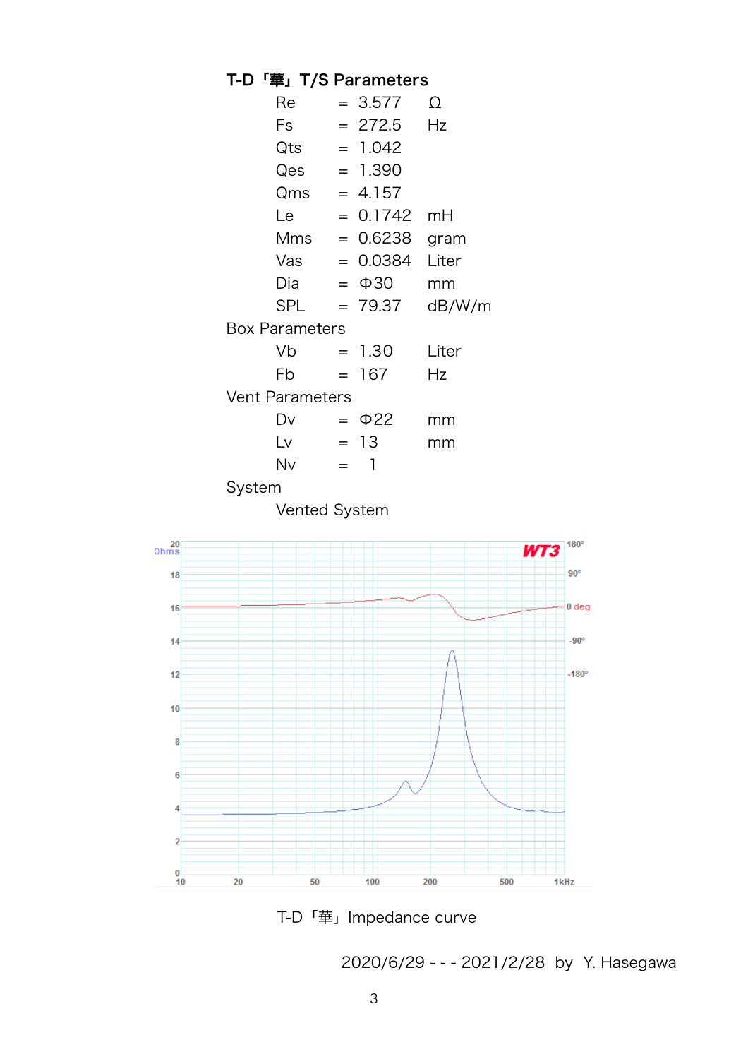# T-D「華」T/S Parameters

| | | | |
|---|---|---|---|
| Re | = | 3.577 | Ω |
| Fs | = | 272.5 | Hz |
| Qts | = | 1.042 | |
| Qes | = | 1.390 | |
| Qms | = | 4.157 | |
| Le | = | 0.1742 | mH |
| Mms | = | 0.6238 | gram |
| Vas | = | 0.0384 | Liter |
| Dia | = | Φ30 | mm |
| SPL | = | 79.37 | dB/W/m |

Box Parameters

| | | | |
|---|---|---|---|
| Vb | = | 1.30 | Liter |
| Fb | = | 167 | Hz |

Vent Parameters

| | | | |
|---|---|---|---|
| Dv | = | Φ22 | mm |
| Lv | = | 13 | mm |
| Nv | = | 1 | |

System

Vented System

20 Ohms
18
16
14
12
10
8
6
4
2
0
10
20
50
100
200
500
1kHz
WT3
180°
90°
0 deg
-90°
-180°

T-D「華」Impedance curve

2020/6/29 - - - 2021/2/28 by Y. Hasegawa